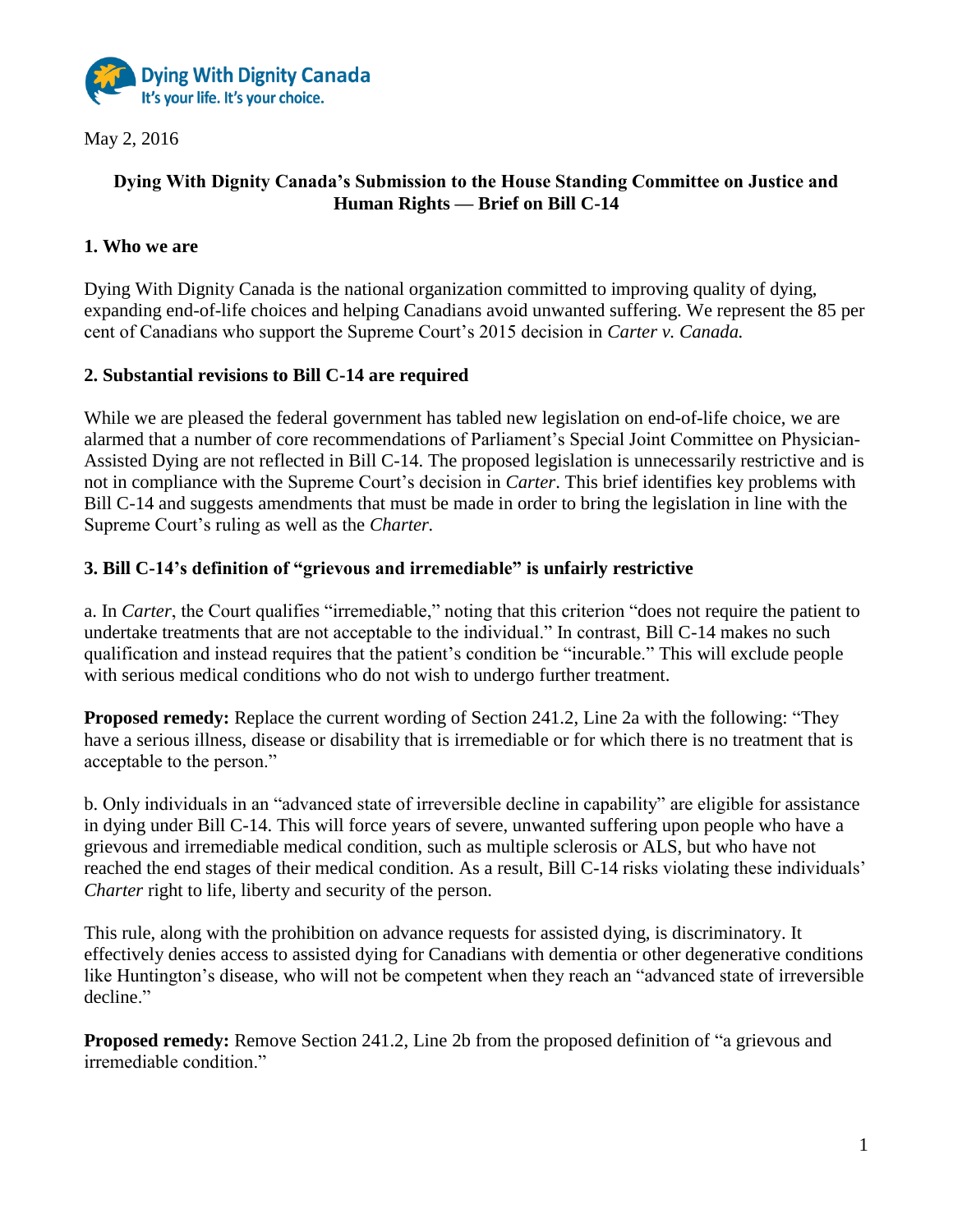Dying With Dignity Canada
It's your life. It's your choice.

May 2, 2016

**Dying With Dignity Canada's Submission to the House Standing Committee on Justice and Human Rights — Brief on Bill C-14**

## 1. Who we are

Dying With Dignity Canada is the national organization committed to improving quality of dying, expanding end-of-life choices and helping Canadians avoid unwanted suffering. We represent the 85 per cent of Canadians who support the Supreme Court's 2015 decision in *Carter v. Canada.*

## 2. Substantial revisions to Bill C-14 are required

While we are pleased the federal government has tabled new legislation on end-of-life choice, we are alarmed that a number of core recommendations of Parliament's Special Joint Committee on Physician-Assisted Dying are not reflected in Bill C-14. The proposed legislation is unnecessarily restrictive and is not in compliance with the Supreme Court's decision in *Carter*. This brief identifies key problems with Bill C-14 and suggests amendments that must be made in order to bring the legislation in line with the Supreme Court's ruling as well as the *Charter.*

## 3. Bill C-14's definition of "grievous and irremediable" is unfairly restrictive

a. In *Carter*, the Court qualifies "irremediable," noting that this criterion "does not require the patient to undertake treatments that are not acceptable to the individual." In contrast, Bill C-14 makes no such qualification and instead requires that the patient's condition be "incurable." This will exclude people with serious medical conditions who do not wish to undergo further treatment.

**Proposed remedy:** Replace the current wording of Section 241.2, Line 2a with the following: "They have a serious illness, disease or disability that is irremediable or for which there is no treatment that is acceptable to the person."

b. Only individuals in an "advanced state of irreversible decline in capability" are eligible for assistance in dying under Bill C-14. This will force years of severe, unwanted suffering upon people who have a grievous and irremediable medical condition, such as multiple sclerosis or ALS, but who have not reached the end stages of their medical condition. As a result, Bill C-14 risks violating these individuals' *Charter* right to life, liberty and security of the person.

This rule, along with the prohibition on advance requests for assisted dying, is discriminatory. It effectively denies access to assisted dying for Canadians with dementia or other degenerative conditions like Huntington's disease, who will not be competent when they reach an "advanced state of irreversible decline."

**Proposed remedy:** Remove Section 241.2, Line 2b from the proposed definition of "a grievous and irremediable condition."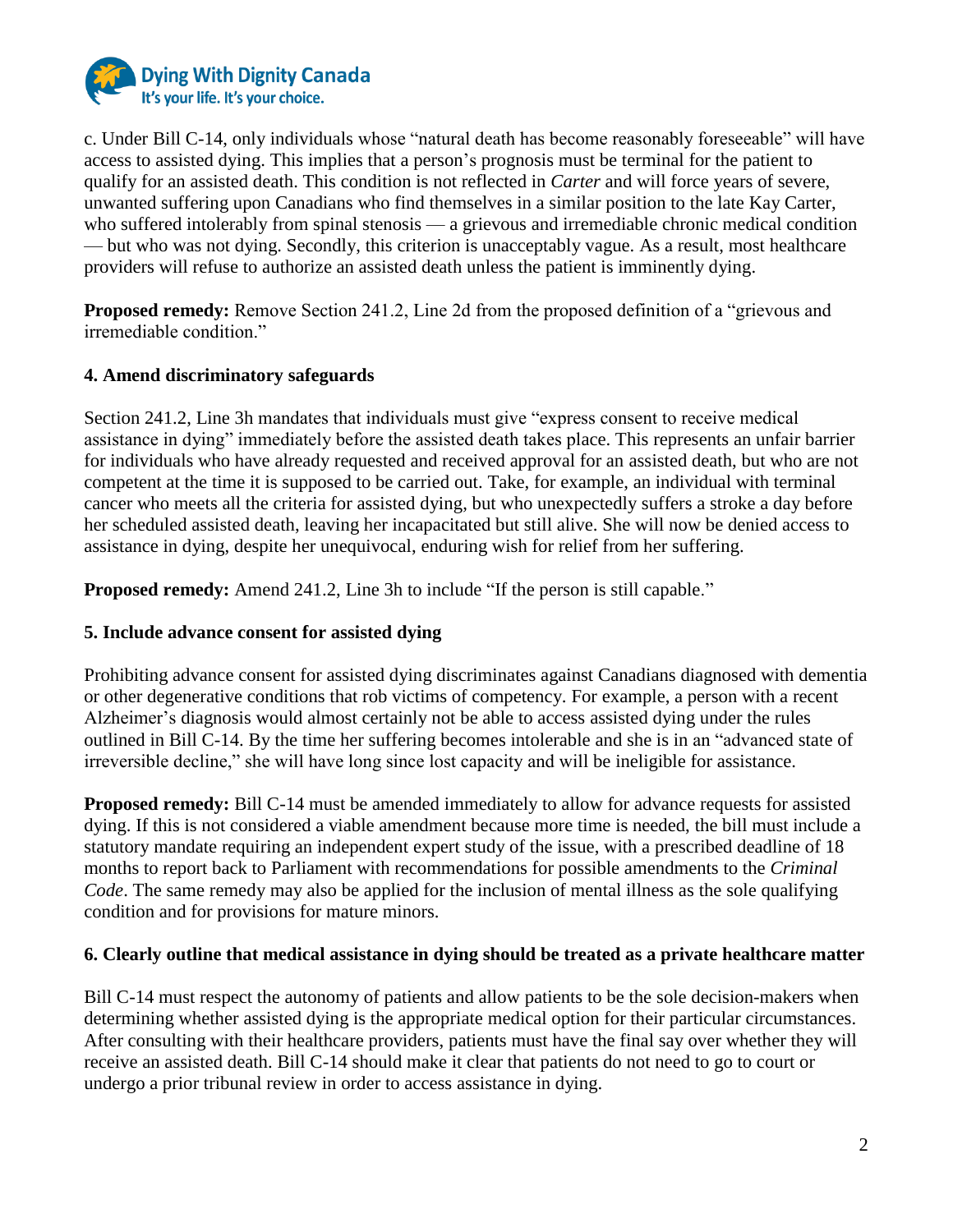c. Under Bill C-14, only individuals whose "natural death has become reasonably foreseeable" will have access to assisted dying. This implies that a person's prognosis must be terminal for the patient to qualify for an assisted death. This condition is not reflected in *Carter* and will force years of severe, unwanted suffering upon Canadians who find themselves in a similar position to the late Kay Carter, who suffered intolerably from spinal stenosis — a grievous and irremediable chronic medical condition — but who was not dying. Secondly, this criterion is unacceptably vague. As a result, most healthcare providers will refuse to authorize an assisted death unless the patient is imminently dying.

**Proposed remedy:** Remove Section 241.2, Line 2d from the proposed definition of a "grievous and irremediable condition."

**4. Amend discriminatory safeguards**

Section 241.2, Line 3h mandates that individuals must give "express consent to receive medical assistance in dying" immediately before the assisted death takes place. This represents an unfair barrier for individuals who have already requested and received approval for an assisted death, but who are not competent at the time it is supposed to be carried out. Take, for example, an individual with terminal cancer who meets all the criteria for assisted dying, but who unexpectedly suffers a stroke a day before her scheduled assisted death, leaving her incapacitated but still alive. She will now be denied access to assistance in dying, despite her unequivocal, enduring wish for relief from her suffering.

**Proposed remedy:** Amend 241.2, Line 3h to include "If the person is still capable."

**5. Include advance consent for assisted dying**

Prohibiting advance consent for assisted dying discriminates against Canadians diagnosed with dementia or other degenerative conditions that rob victims of competency. For example, a person with a recent Alzheimer's diagnosis would almost certainly not be able to access assisted dying under the rules outlined in Bill C-14. By the time her suffering becomes intolerable and she is in an "advanced state of irreversible decline," she will have long since lost capacity and will be ineligible for assistance.

**Proposed remedy:** Bill C-14 must be amended immediately to allow for advance requests for assisted dying. If this is not considered a viable amendment because more time is needed, the bill must include a statutory mandate requiring an independent expert study of the issue, with a prescribed deadline of 18 months to report back to Parliament with recommendations for possible amendments to the *Criminal Code*. The same remedy may also be applied for the inclusion of mental illness as the sole qualifying condition and for provisions for mature minors.

**6. Clearly outline that medical assistance in dying should be treated as a private healthcare matter**

Bill C-14 must respect the autonomy of patients and allow patients to be the sole decision-makers when determining whether assisted dying is the appropriate medical option for their particular circumstances. After consulting with their healthcare providers, patients must have the final say over whether they will receive an assisted death. Bill C-14 should make it clear that patients do not need to go to court or undergo a prior tribunal review in order to access assistance in dying.